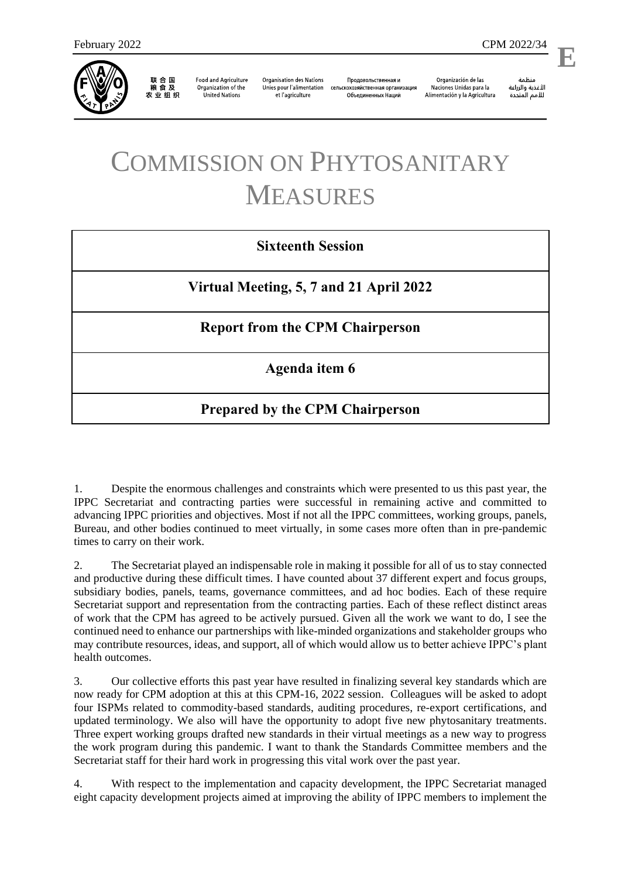February 2022 CPM 2022/34

**E**

联合国粮食及农业组织 Food and Agriculture Organization of the United Nations Organisation des Nations Unies pour l'alimentation et l'agriculture Продовольственная и сельскохозяйственная организация Объединенных Наций Organización de las Naciones Unidas para la Alimentación y la Agricultura منظمة الأغذية والزراعة للأمم المتحدة

# COMMISSION ON PHYTOSANITARY MEASURES

| **Sixteenth Session** |
|---|
| **Virtual Meeting, 5, 7 and 21 April 2022** |
| **Report from the CPM Chairperson** |
| **Agenda item 6** |
| **Prepared by the CPM Chairperson** |

1. Despite the enormous challenges and constraints which were presented to us this past year, the IPPC Secretariat and contracting parties were successful in remaining active and committed to advancing IPPC priorities and objectives. Most if not all the IPPC committees, working groups, panels, Bureau, and other bodies continued to meet virtually, in some cases more often than in pre-pandemic times to carry on their work.

2. The Secretariat played an indispensable role in making it possible for all of us to stay connected and productive during these difficult times. I have counted about 37 different expert and focus groups, subsidiary bodies, panels, teams, governance committees, and ad hoc bodies. Each of these require Secretariat support and representation from the contracting parties. Each of these reflect distinct areas of work that the CPM has agreed to be actively pursued. Given all the work we want to do, I see the continued need to enhance our partnerships with like-minded organizations and stakeholder groups who may contribute resources, ideas, and support, all of which would allow us to better achieve IPPC's plant health outcomes.

3. Our collective efforts this past year have resulted in finalizing several key standards which are now ready for CPM adoption at this at this CPM-16, 2022 session. Colleagues will be asked to adopt four ISPMs related to commodity-based standards, auditing procedures, re-export certifications, and updated terminology. We also will have the opportunity to adopt five new phytosanitary treatments. Three expert working groups drafted new standards in their virtual meetings as a new way to progress the work program during this pandemic. I want to thank the Standards Committee members and the Secretariat staff for their hard work in progressing this vital work over the past year.

4. With respect to the implementation and capacity development, the IPPC Secretariat managed eight capacity development projects aimed at improving the ability of IPPC members to implement the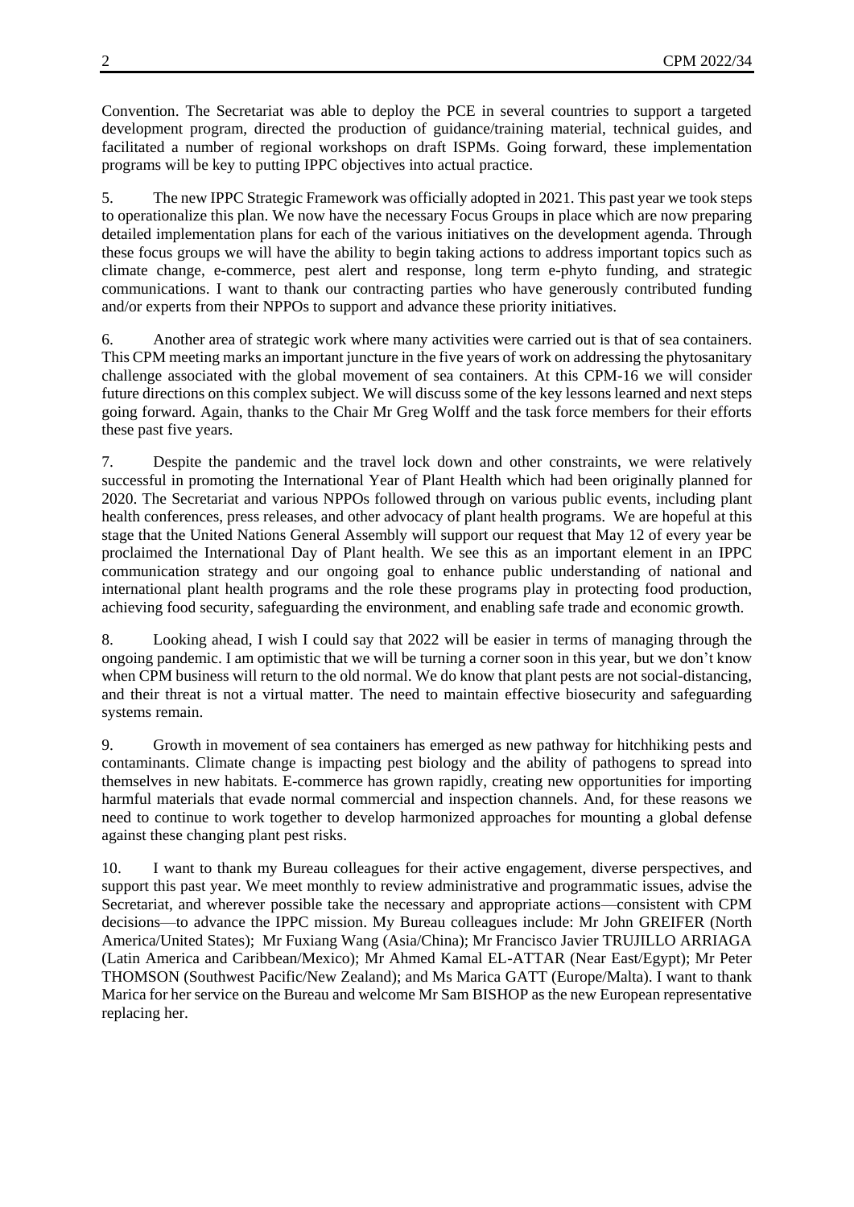Convention. The Secretariat was able to deploy the PCE in several countries to support a targeted development program, directed the production of guidance/training material, technical guides, and facilitated a number of regional workshops on draft ISPMs. Going forward, these implementation programs will be key to putting IPPC objectives into actual practice.

5. The new IPPC Strategic Framework was officially adopted in 2021. This past year we took steps to operationalize this plan. We now have the necessary Focus Groups in place which are now preparing detailed implementation plans for each of the various initiatives on the development agenda. Through these focus groups we will have the ability to begin taking actions to address important topics such as climate change, e-commerce, pest alert and response, long term e-phyto funding, and strategic communications. I want to thank our contracting parties who have generously contributed funding and/or experts from their NPPOs to support and advance these priority initiatives.

6. Another area of strategic work where many activities were carried out is that of sea containers. This CPM meeting marks an important juncture in the five years of work on addressing the phytosanitary challenge associated with the global movement of sea containers. At this CPM-16 we will consider future directions on this complex subject. We will discuss some of the key lessons learned and next steps going forward. Again, thanks to the Chair Mr Greg Wolff and the task force members for their efforts these past five years.

7. Despite the pandemic and the travel lock down and other constraints, we were relatively successful in promoting the International Year of Plant Health which had been originally planned for 2020. The Secretariat and various NPPOs followed through on various public events, including plant health conferences, press releases, and other advocacy of plant health programs. We are hopeful at this stage that the United Nations General Assembly will support our request that May 12 of every year be proclaimed the International Day of Plant health. We see this as an important element in an IPPC communication strategy and our ongoing goal to enhance public understanding of national and international plant health programs and the role these programs play in protecting food production, achieving food security, safeguarding the environment, and enabling safe trade and economic growth.

8. Looking ahead, I wish I could say that 2022 will be easier in terms of managing through the ongoing pandemic. I am optimistic that we will be turning a corner soon in this year, but we don't know when CPM business will return to the old normal. We do know that plant pests are not social-distancing, and their threat is not a virtual matter. The need to maintain effective biosecurity and safeguarding systems remain.

9. Growth in movement of sea containers has emerged as new pathway for hitchhiking pests and contaminants. Climate change is impacting pest biology and the ability of pathogens to spread into themselves in new habitats. E-commerce has grown rapidly, creating new opportunities for importing harmful materials that evade normal commercial and inspection channels. And, for these reasons we need to continue to work together to develop harmonized approaches for mounting a global defense against these changing plant pest risks.

10. I want to thank my Bureau colleagues for their active engagement, diverse perspectives, and support this past year. We meet monthly to review administrative and programmatic issues, advise the Secretariat, and wherever possible take the necessary and appropriate actions—consistent with CPM decisions—to advance the IPPC mission. My Bureau colleagues include: Mr John GREIFER (North America/United States); Mr Fuxiang Wang (Asia/China); Mr Francisco Javier TRUJILLO ARRIAGA (Latin America and Caribbean/Mexico); Mr Ahmed Kamal EL-ATTAR (Near East/Egypt); Mr Peter THOMSON (Southwest Pacific/New Zealand); and Ms Marica GATT (Europe/Malta). I want to thank Marica for her service on the Bureau and welcome Mr Sam BISHOP as the new European representative replacing her.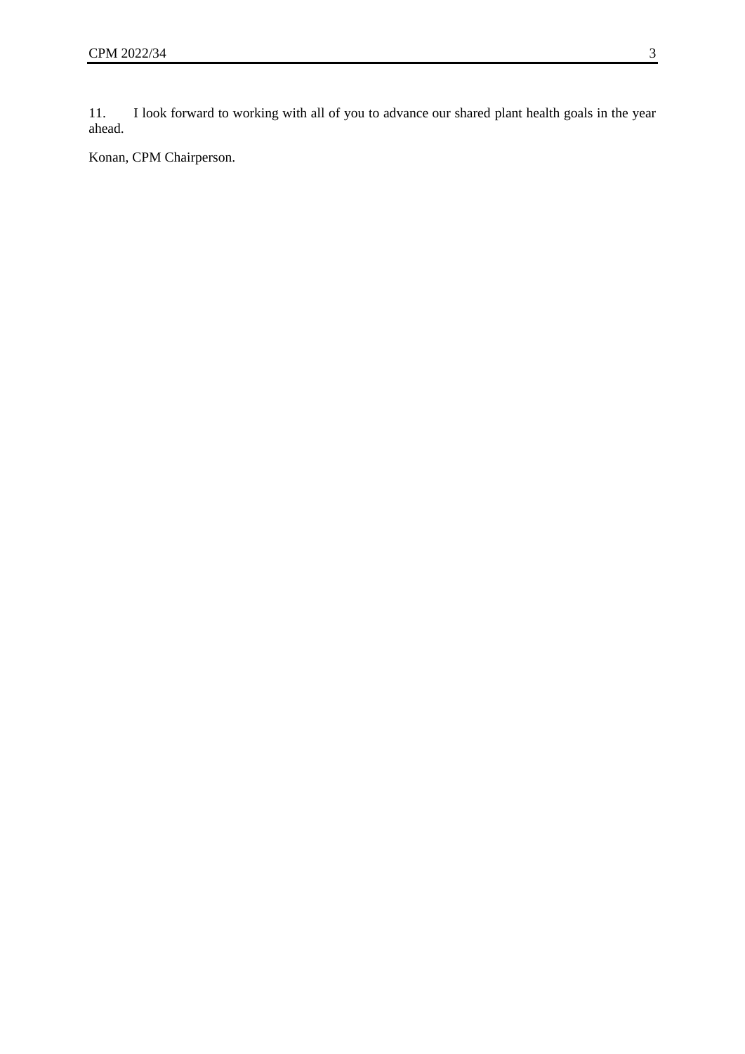11. I look forward to working with all of you to advance our shared plant health goals in the year ahead.

Konan, CPM Chairperson.